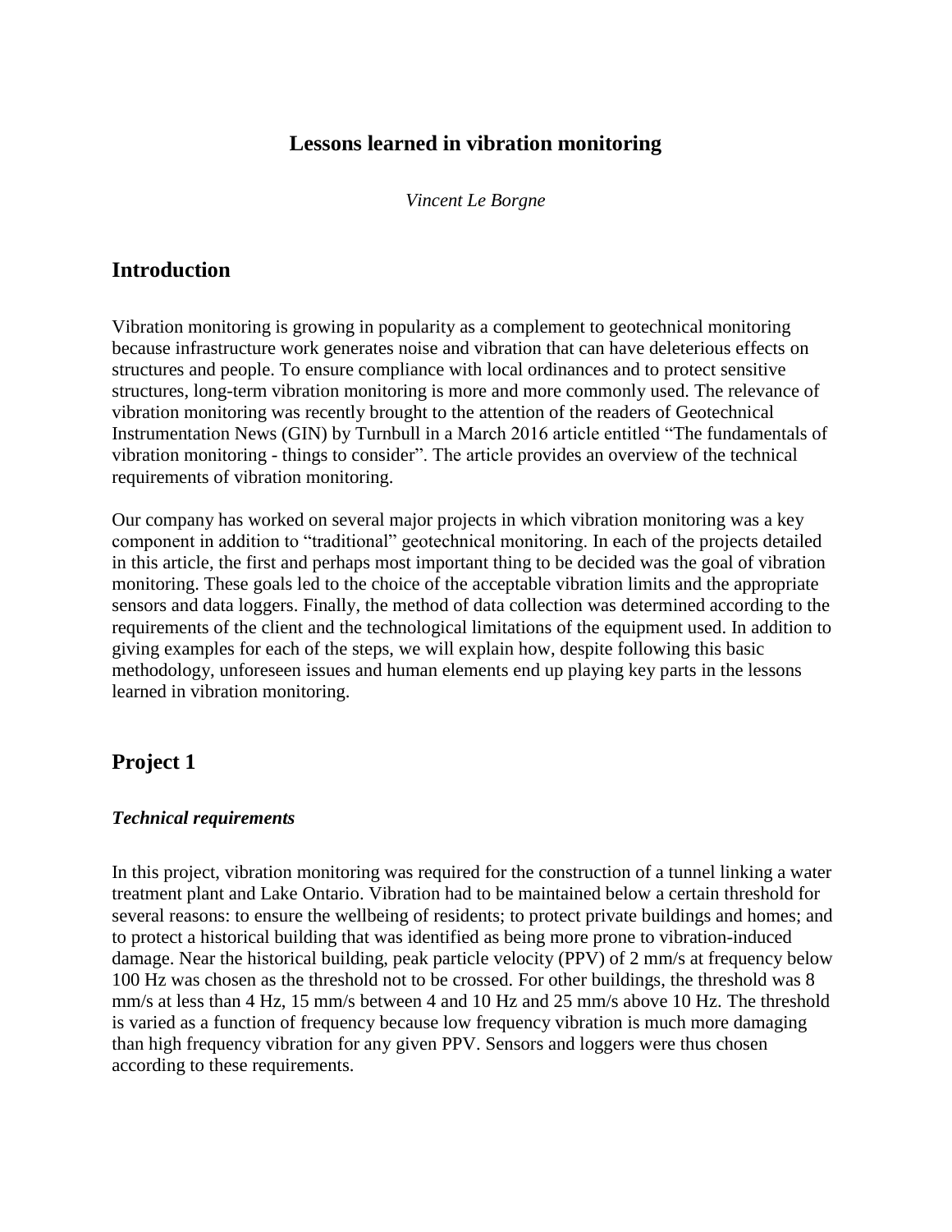# Lessons learned in vibration monitoring

*Vincent Le Borgne*

## Introduction

Vibration monitoring is growing in popularity as a complement to geotechnical monitoring because infrastructure work generates noise and vibration that can have deleterious effects on structures and people. To ensure compliance with local ordinances and to protect sensitive structures, long-term vibration monitoring is more and more commonly used. The relevance of vibration monitoring was recently brought to the attention of the readers of Geotechnical Instrumentation News (GIN) by Turnbull in a March 2016 article entitled "The fundamentals of vibration monitoring - things to consider". The article provides an overview of the technical requirements of vibration monitoring.

Our company has worked on several major projects in which vibration monitoring was a key component in addition to "traditional" geotechnical monitoring. In each of the projects detailed in this article, the first and perhaps most important thing to be decided was the goal of vibration monitoring. These goals led to the choice of the acceptable vibration limits and the appropriate sensors and data loggers. Finally, the method of data collection was determined according to the requirements of the client and the technological limitations of the equipment used. In addition to giving examples for each of the steps, we will explain how, despite following this basic methodology, unforeseen issues and human elements end up playing key parts in the lessons learned in vibration monitoring.

## Project 1

### *Technical requirements*

In this project, vibration monitoring was required for the construction of a tunnel linking a water treatment plant and Lake Ontario. Vibration had to be maintained below a certain threshold for several reasons: to ensure the wellbeing of residents; to protect private buildings and homes; and to protect a historical building that was identified as being more prone to vibration-induced damage. Near the historical building, peak particle velocity (PPV) of 2 mm/s at frequency below 100 Hz was chosen as the threshold not to be crossed. For other buildings, the threshold was 8 mm/s at less than 4 Hz, 15 mm/s between 4 and 10 Hz and 25 mm/s above 10 Hz. The threshold is varied as a function of frequency because low frequency vibration is much more damaging than high frequency vibration for any given PPV. Sensors and loggers were thus chosen according to these requirements.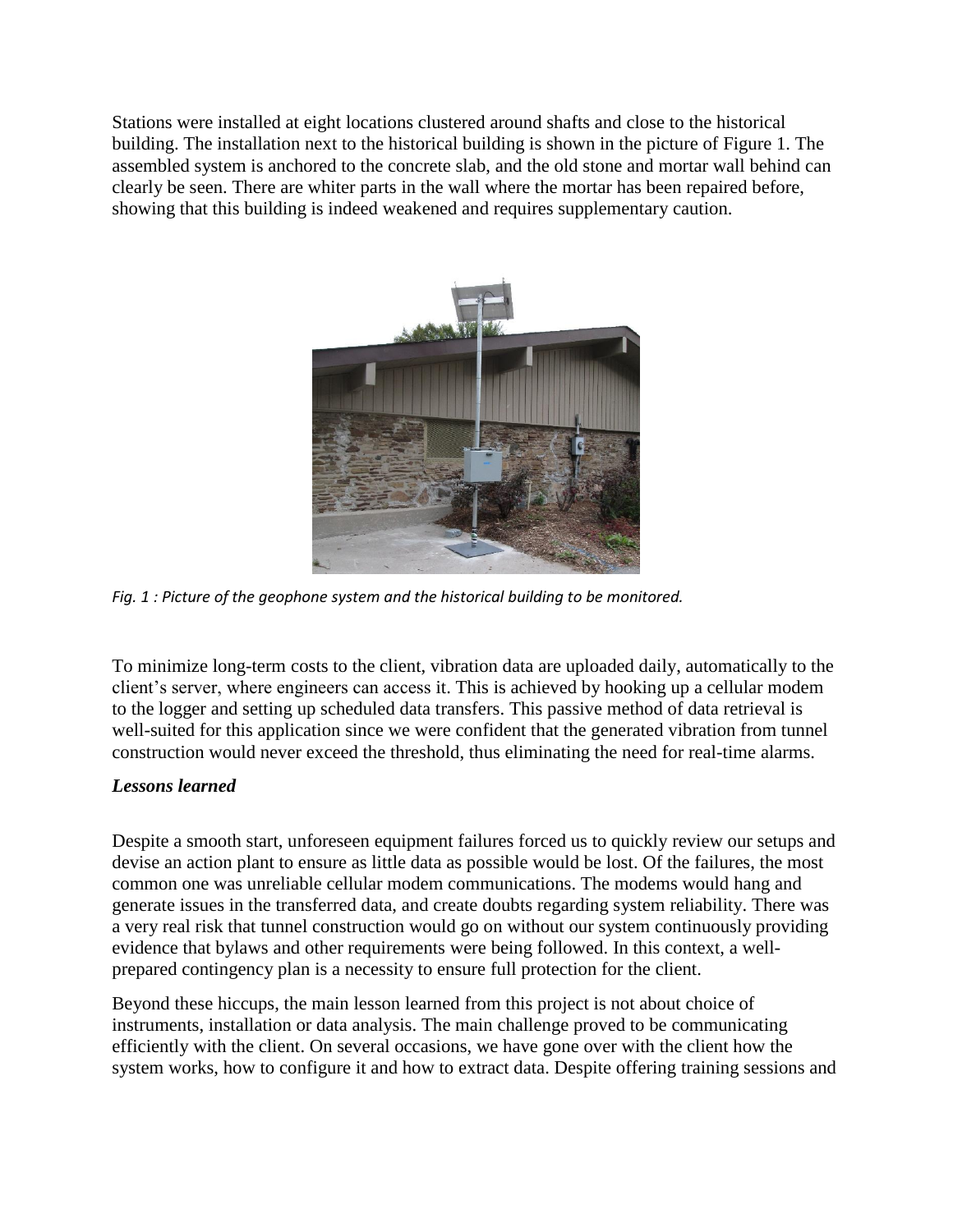Stations were installed at eight locations clustered around shafts and close to the historical building. The installation next to the historical building is shown in the picture of Figure 1. The assembled system is anchored to the concrete slab, and the old stone and mortar wall behind can clearly be seen. There are whiter parts in the wall where the mortar has been repaired before, showing that this building is indeed weakened and requires supplementary caution.

*Fig. 1 : Picture of the geophone system and the historical building to be monitored.*

To minimize long-term costs to the client, vibration data are uploaded daily, automatically to the client's server, where engineers can access it. This is achieved by hooking up a cellular modem to the logger and setting up scheduled data transfers. This passive method of data retrieval is well-suited for this application since we were confident that the generated vibration from tunnel construction would never exceed the threshold, thus eliminating the need for real-time alarms.

***Lessons learned***

Despite a smooth start, unforeseen equipment failures forced us to quickly review our setups and devise an action plant to ensure as little data as possible would be lost. Of the failures, the most common one was unreliable cellular modem communications. The modems would hang and generate issues in the transferred data, and create doubts regarding system reliability. There was a very real risk that tunnel construction would go on without our system continuously providing evidence that bylaws and other requirements were being followed. In this context, a well-prepared contingency plan is a necessity to ensure full protection for the client.

Beyond these hiccups, the main lesson learned from this project is not about choice of instruments, installation or data analysis. The main challenge proved to be communicating efficiently with the client. On several occasions, we have gone over with the client how the system works, how to configure it and how to extract data. Despite offering training sessions and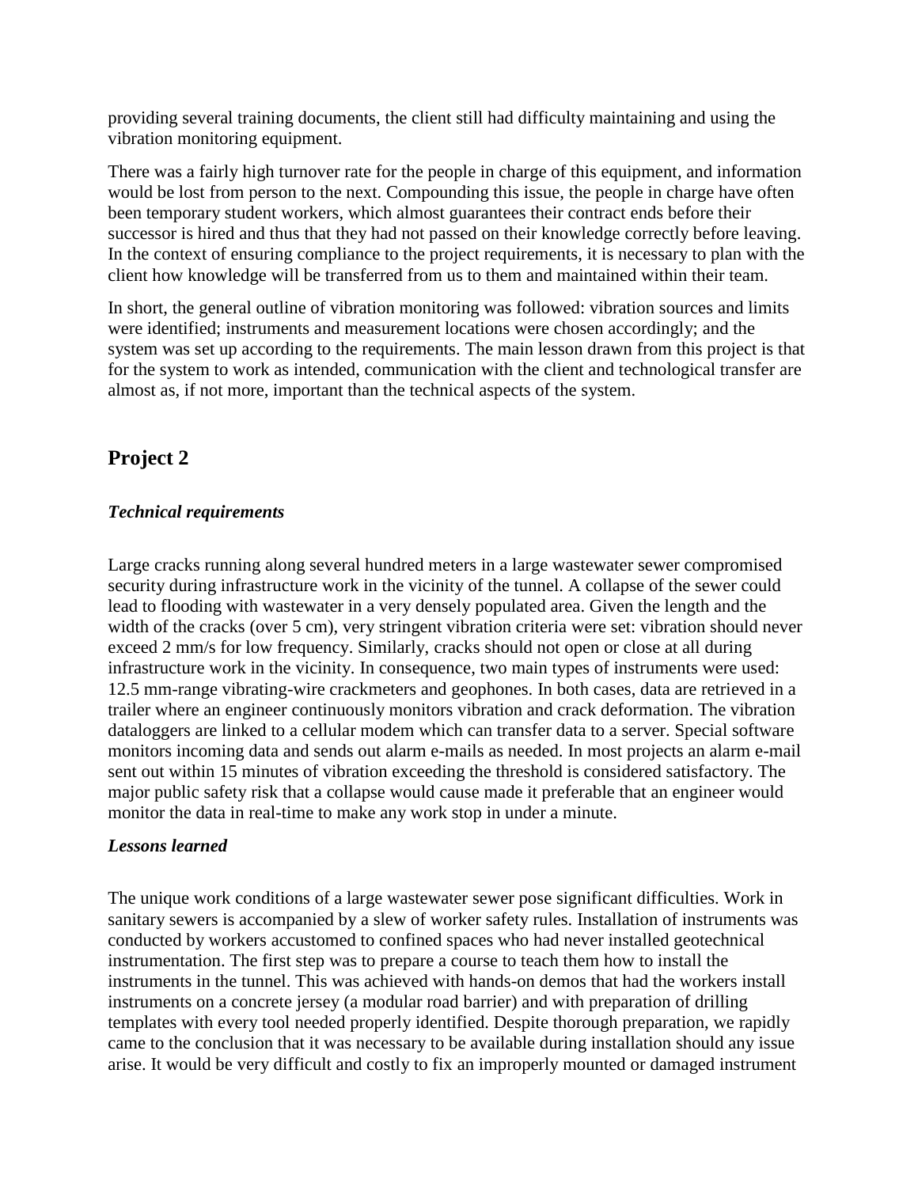providing several training documents, the client still had difficulty maintaining and using the vibration monitoring equipment.

There was a fairly high turnover rate for the people in charge of this equipment, and information would be lost from person to the next. Compounding this issue, the people in charge have often been temporary student workers, which almost guarantees their contract ends before their successor is hired and thus that they had not passed on their knowledge correctly before leaving. In the context of ensuring compliance to the project requirements, it is necessary to plan with the client how knowledge will be transferred from us to them and maintained within their team.

In short, the general outline of vibration monitoring was followed: vibration sources and limits were identified; instruments and measurement locations were chosen accordingly; and the system was set up according to the requirements. The main lesson drawn from this project is that for the system to work as intended, communication with the client and technological transfer are almost as, if not more, important than the technical aspects of the system.

## Project 2

### *Technical requirements*

Large cracks running along several hundred meters in a large wastewater sewer compromised security during infrastructure work in the vicinity of the tunnel. A collapse of the sewer could lead to flooding with wastewater in a very densely populated area. Given the length and the width of the cracks (over 5 cm), very stringent vibration criteria were set: vibration should never exceed 2 mm/s for low frequency. Similarly, cracks should not open or close at all during infrastructure work in the vicinity. In consequence, two main types of instruments were used: 12.5 mm-range vibrating-wire crackmeters and geophones. In both cases, data are retrieved in a trailer where an engineer continuously monitors vibration and crack deformation. The vibration dataloggers are linked to a cellular modem which can transfer data to a server. Special software monitors incoming data and sends out alarm e-mails as needed. In most projects an alarm e-mail sent out within 15 minutes of vibration exceeding the threshold is considered satisfactory. The major public safety risk that a collapse would cause made it preferable that an engineer would monitor the data in real-time to make any work stop in under a minute.

### *Lessons learned*

The unique work conditions of a large wastewater sewer pose significant difficulties. Work in sanitary sewers is accompanied by a slew of worker safety rules. Installation of instruments was conducted by workers accustomed to confined spaces who had never installed geotechnical instrumentation. The first step was to prepare a course to teach them how to install the instruments in the tunnel. This was achieved with hands-on demos that had the workers install instruments on a concrete jersey (a modular road barrier) and with preparation of drilling templates with every tool needed properly identified. Despite thorough preparation, we rapidly came to the conclusion that it was necessary to be available during installation should any issue arise. It would be very difficult and costly to fix an improperly mounted or damaged instrument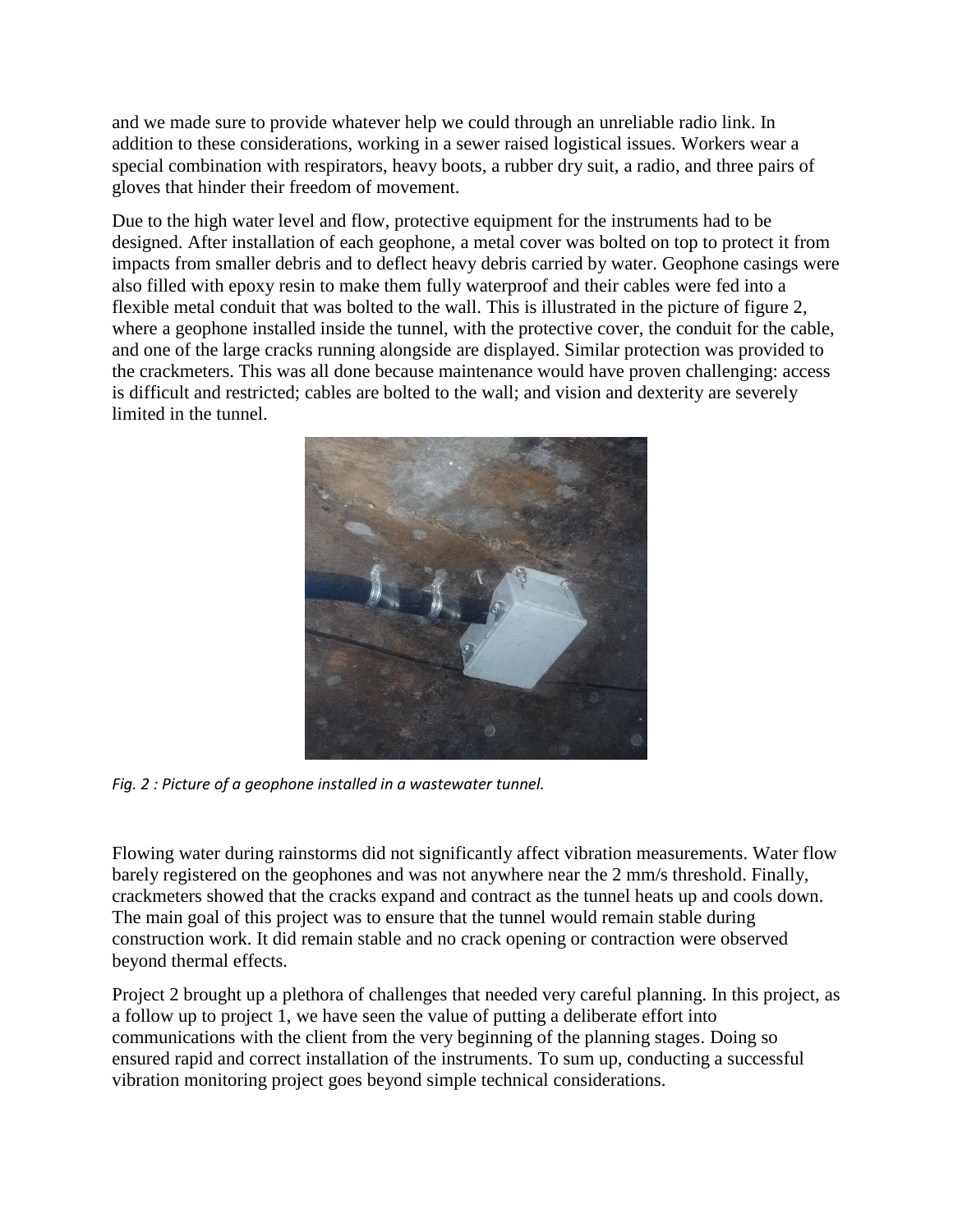and we made sure to provide whatever help we could through an unreliable radio link. In addition to these considerations, working in a sewer raised logistical issues. Workers wear a special combination with respirators, heavy boots, a rubber dry suit, a radio, and three pairs of gloves that hinder their freedom of movement.

Due to the high water level and flow, protective equipment for the instruments had to be designed. After installation of each geophone, a metal cover was bolted on top to protect it from impacts from smaller debris and to deflect heavy debris carried by water. Geophone casings were also filled with epoxy resin to make them fully waterproof and their cables were fed into a flexible metal conduit that was bolted to the wall. This is illustrated in the picture of figure 2, where a geophone installed inside the tunnel, with the protective cover, the conduit for the cable, and one of the large cracks running alongside are displayed. Similar protection was provided to the crackmeters. This was all done because maintenance would have proven challenging: access is difficult and restricted; cables are bolted to the wall; and vision and dexterity are severely limited in the tunnel.

*Fig. 2 : Picture of a geophone installed in a wastewater tunnel.*

Flowing water during rainstorms did not significantly affect vibration measurements. Water flow barely registered on the geophones and was not anywhere near the 2 mm/s threshold. Finally, crackmeters showed that the cracks expand and contract as the tunnel heats up and cools down. The main goal of this project was to ensure that the tunnel would remain stable during construction work. It did remain stable and no crack opening or contraction were observed beyond thermal effects.

Project 2 brought up a plethora of challenges that needed very careful planning. In this project, as a follow up to project 1, we have seen the value of putting a deliberate effort into communications with the client from the very beginning of the planning stages. Doing so ensured rapid and correct installation of the instruments. To sum up, conducting a successful vibration monitoring project goes beyond simple technical considerations.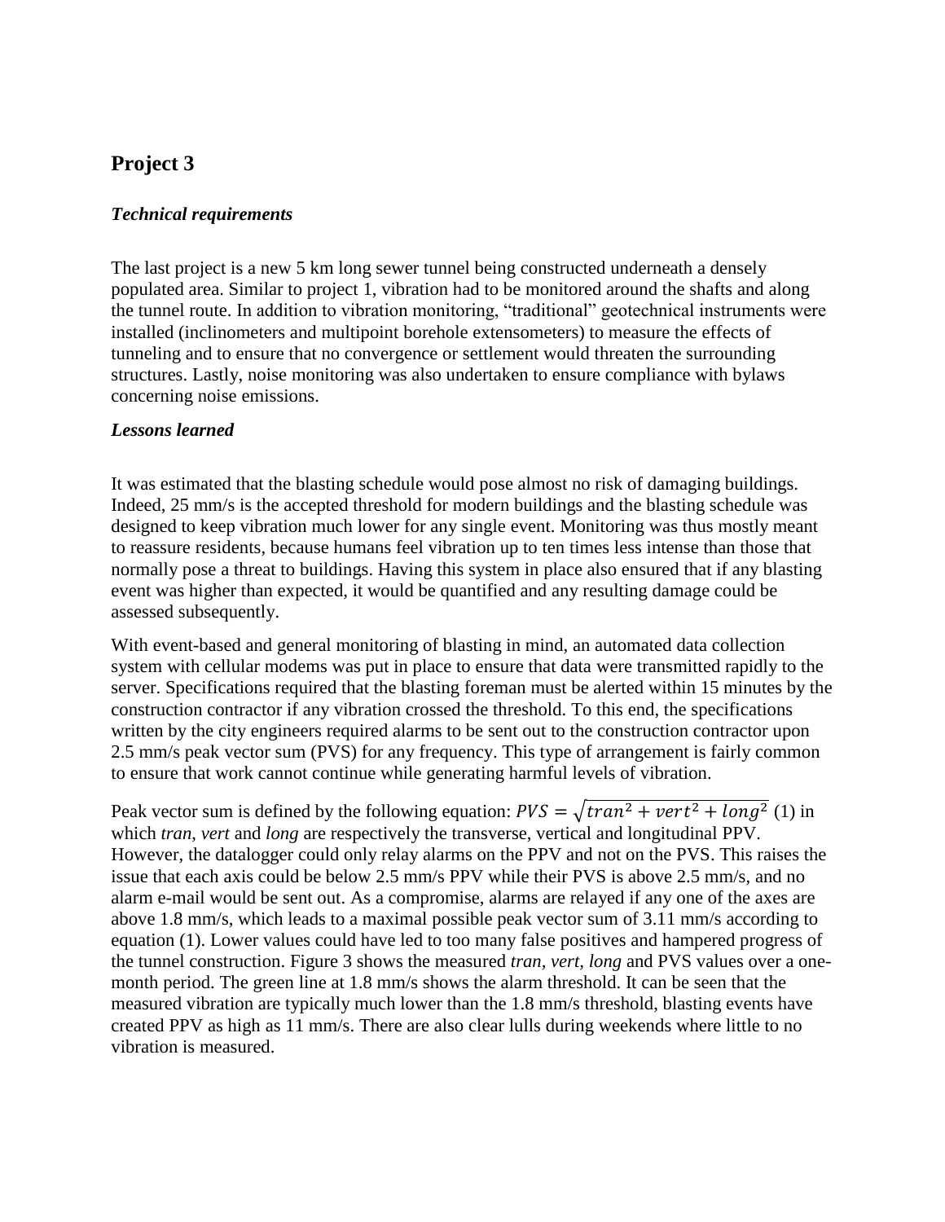## Project 3

### *Technical requirements*

The last project is a new 5 km long sewer tunnel being constructed underneath a densely populated area. Similar to project 1, vibration had to be monitored around the shafts and along the tunnel route. In addition to vibration monitoring, "traditional" geotechnical instruments were installed (inclinometers and multipoint borehole extensometers) to measure the effects of tunneling and to ensure that no convergence or settlement would threaten the surrounding structures. Lastly, noise monitoring was also undertaken to ensure compliance with bylaws concerning noise emissions.

### *Lessons learned*

It was estimated that the blasting schedule would pose almost no risk of damaging buildings. Indeed, 25 mm/s is the accepted threshold for modern buildings and the blasting schedule was designed to keep vibration much lower for any single event. Monitoring was thus mostly meant to reassure residents, because humans feel vibration up to ten times less intense than those that normally pose a threat to buildings. Having this system in place also ensured that if any blasting event was higher than expected, it would be quantified and any resulting damage could be assessed subsequently.

With event-based and general monitoring of blasting in mind, an automated data collection system with cellular modems was put in place to ensure that data were transmitted rapidly to the server. Specifications required that the blasting foreman must be alerted within 15 minutes by the construction contractor if any vibration crossed the threshold. To this end, the specifications written by the city engineers required alarms to be sent out to the construction contractor upon 2.5 mm/s peak vector sum (PVS) for any frequency. This type of arrangement is fairly common to ensure that work cannot continue while generating harmful levels of vibration.

Peak vector sum is defined by the following equation: $PVS = \sqrt{tran^2 + vert^2 + long^2}$ (1) in which *tran*, *vert* and *long* are respectively the transverse, vertical and longitudinal PPV. However, the datalogger could only relay alarms on the PPV and not on the PVS. This raises the issue that each axis could be below 2.5 mm/s PPV while their PVS is above 2.5 mm/s, and no alarm e-mail would be sent out. As a compromise, alarms are relayed if any one of the axes are above 1.8 mm/s, which leads to a maximal possible peak vector sum of 3.11 mm/s according to equation (1). Lower values could have led to too many false positives and hampered progress of the tunnel construction. Figure 3 shows the measured *tran, vert, long* and PVS values over a one-month period. The green line at 1.8 mm/s shows the alarm threshold. It can be seen that the measured vibration are typically much lower than the 1.8 mm/s threshold, blasting events have created PPV as high as 11 mm/s. There are also clear lulls during weekends where little to no vibration is measured.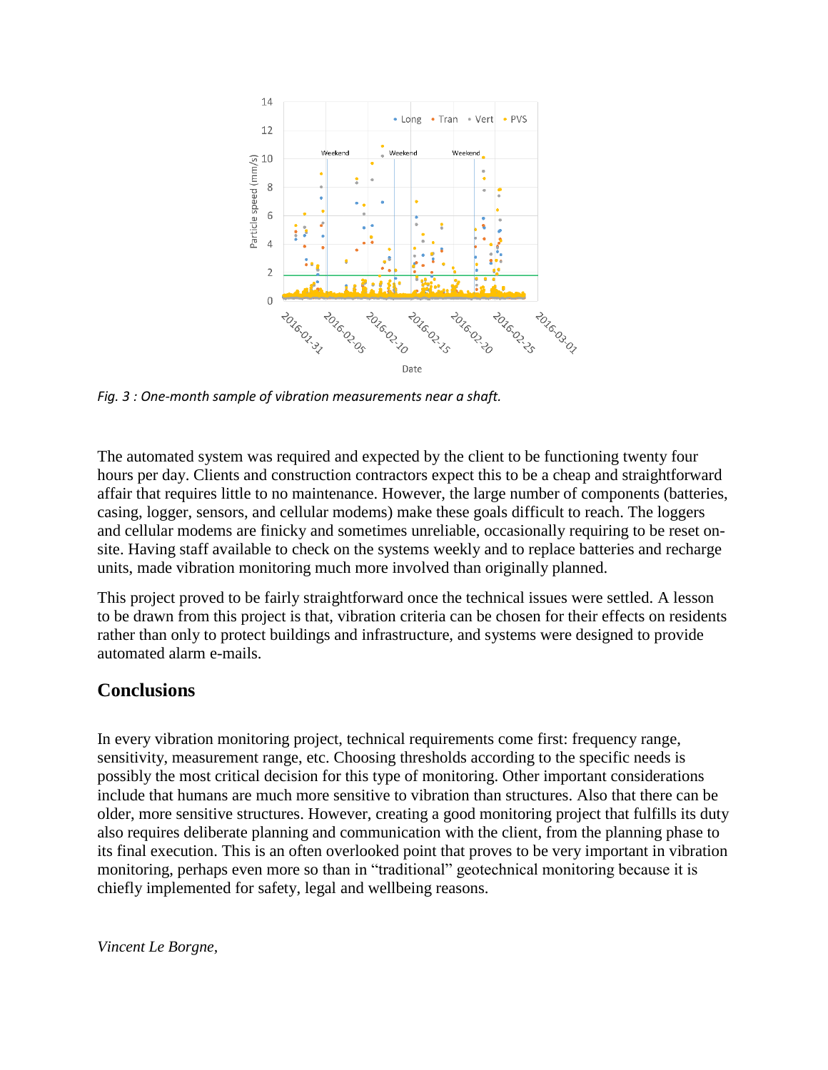*Fig. 3 : One-month sample of vibration measurements near a shaft.*

The automated system was required and expected by the client to be functioning twenty four hours per day. Clients and construction contractors expect this to be a cheap and straightforward affair that requires little to no maintenance. However, the large number of components (batteries, casing, logger, sensors, and cellular modems) make these goals difficult to reach. The loggers and cellular modems are finicky and sometimes unreliable, occasionally requiring to be reset on-site. Having staff available to check on the systems weekly and to replace batteries and recharge units, made vibration monitoring much more involved than originally planned.

This project proved to be fairly straightforward once the technical issues were settled. A lesson to be drawn from this project is that, vibration criteria can be chosen for their effects on residents rather than only to protect buildings and infrastructure, and systems were designed to provide automated alarm e-mails.

## Conclusions

In every vibration monitoring project, technical requirements come first: frequency range, sensitivity, measurement range, etc. Choosing thresholds according to the specific needs is possibly the most critical decision for this type of monitoring. Other important considerations include that humans are much more sensitive to vibration than structures. Also that there can be older, more sensitive structures. However, creating a good monitoring project that fulfills its duty also requires deliberate planning and communication with the client, from the planning phase to its final execution. This is an often overlooked point that proves to be very important in vibration monitoring, perhaps even more so than in “traditional” geotechnical monitoring because it is chiefly implemented for safety, legal and wellbeing reasons.

*Vincent Le Borgne,*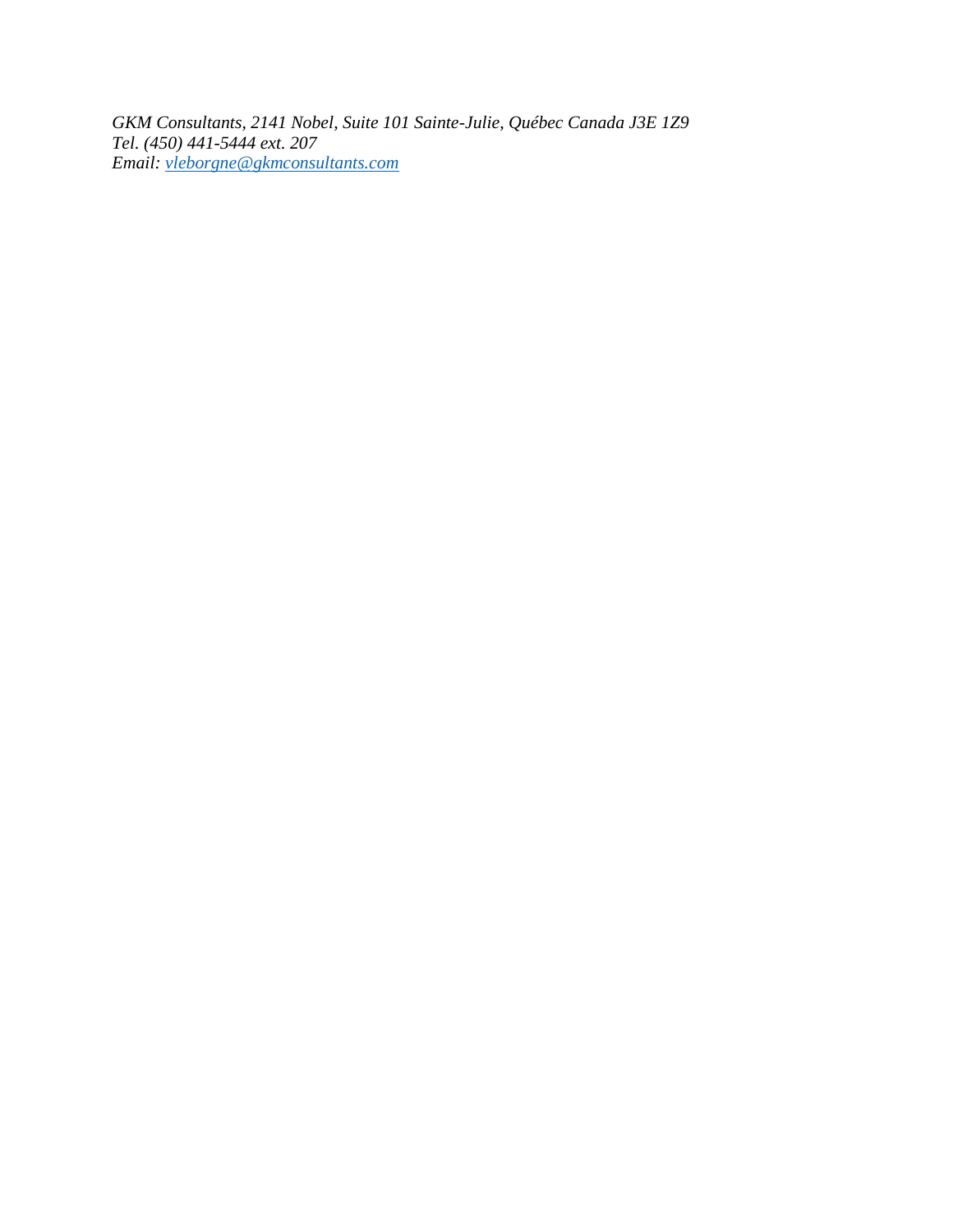*GKM Consultants, 2141 Nobel, Suite 101 Sainte-Julie, Québec Canada J3E 1Z9*
*Tel. (450) 441-5444 ext. 207*
*Email: [vleborgne@gkmconsultants.com](mailto:vleborgne@gkmconsultants.com)*